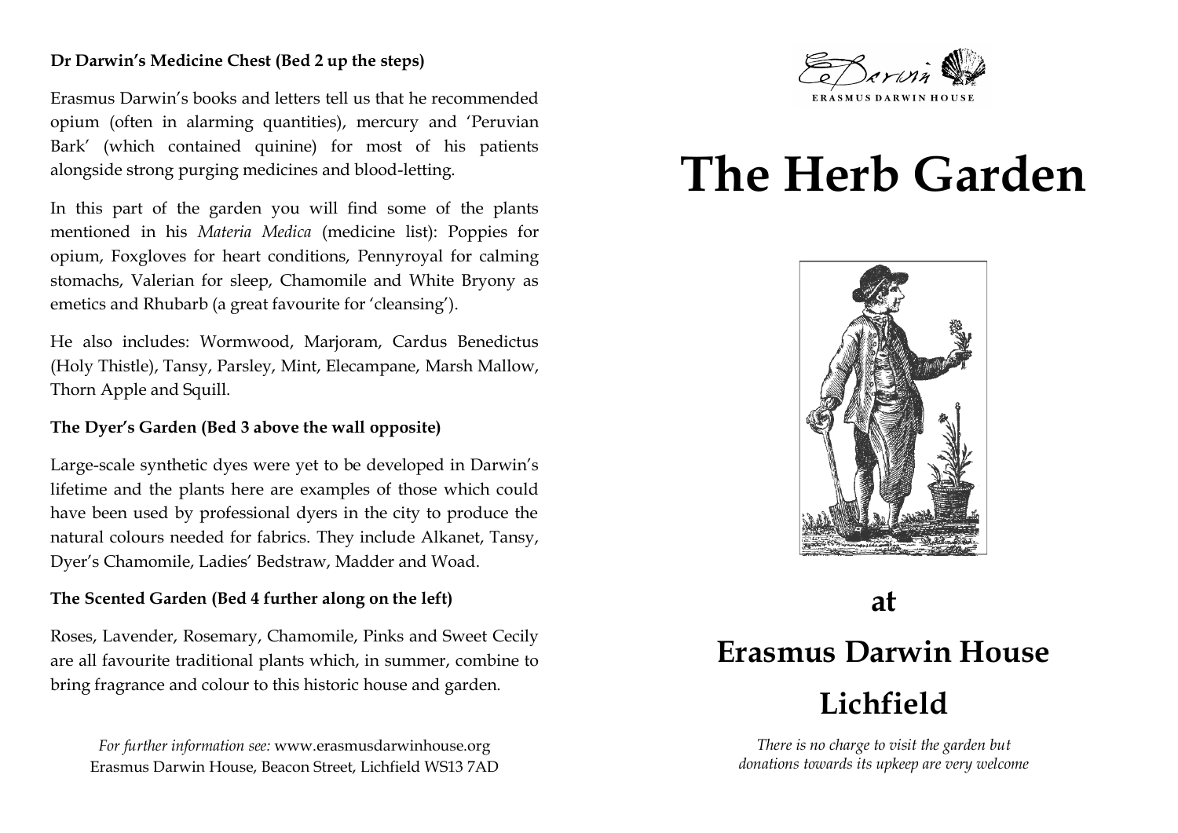**Dr Darwin's Medicine Chest (Bed 2 up the steps)**

Erasmus Darwin's books and letters tell us that he recommended opium (often in alarming quantities), mercury and 'Peruvian Bark' (which contained quinine) for most of his patients alongside strong purging medicines and blood-letting.

In this part of the garden you will find some of the plants mentioned in his *Materia Medica* (medicine list): Poppies for opium, Foxgloves for heart conditions, Pennyroyal for calming stomachs, Valerian for sleep, Chamomile and White Bryony as emetics and Rhubarb (a great favourite for 'cleansing').

He also includes: Wormwood, Marjoram, Cardus Benedictus (Holy Thistle), Tansy, Parsley, Mint, Elecampane, Marsh Mallow, Thorn Apple and Squill.

**The Dyer's Garden (Bed 3 above the wall opposite)**

Large-scale synthetic dyes were yet to be developed in Darwin's lifetime and the plants here are examples of those which could have been used by professional dyers in the city to produce the natural colours needed for fabrics. They include Alkanet, Tansy, Dyer's Chamomile, Ladies' Bedstraw, Madder and Woad.

**The Scented Garden (Bed 4 further along on the left)**

Roses, Lavender, Rosemary, Chamomile, Pinks and Sweet Cecily are all favourite traditional plants which, in summer, combine to bring fragrance and colour to this historic house and garden.

*For further information see:* www.erasmusdarwinhouse.org
Erasmus Darwin House, Beacon Street, Lichfield WS13 7AD

ERASMUS DARWIN HOUSE

# The Herb Garden

## at

## Erasmus Darwin House

## Lichfield

*There is no charge to visit the garden but donations towards its upkeep are very welcome*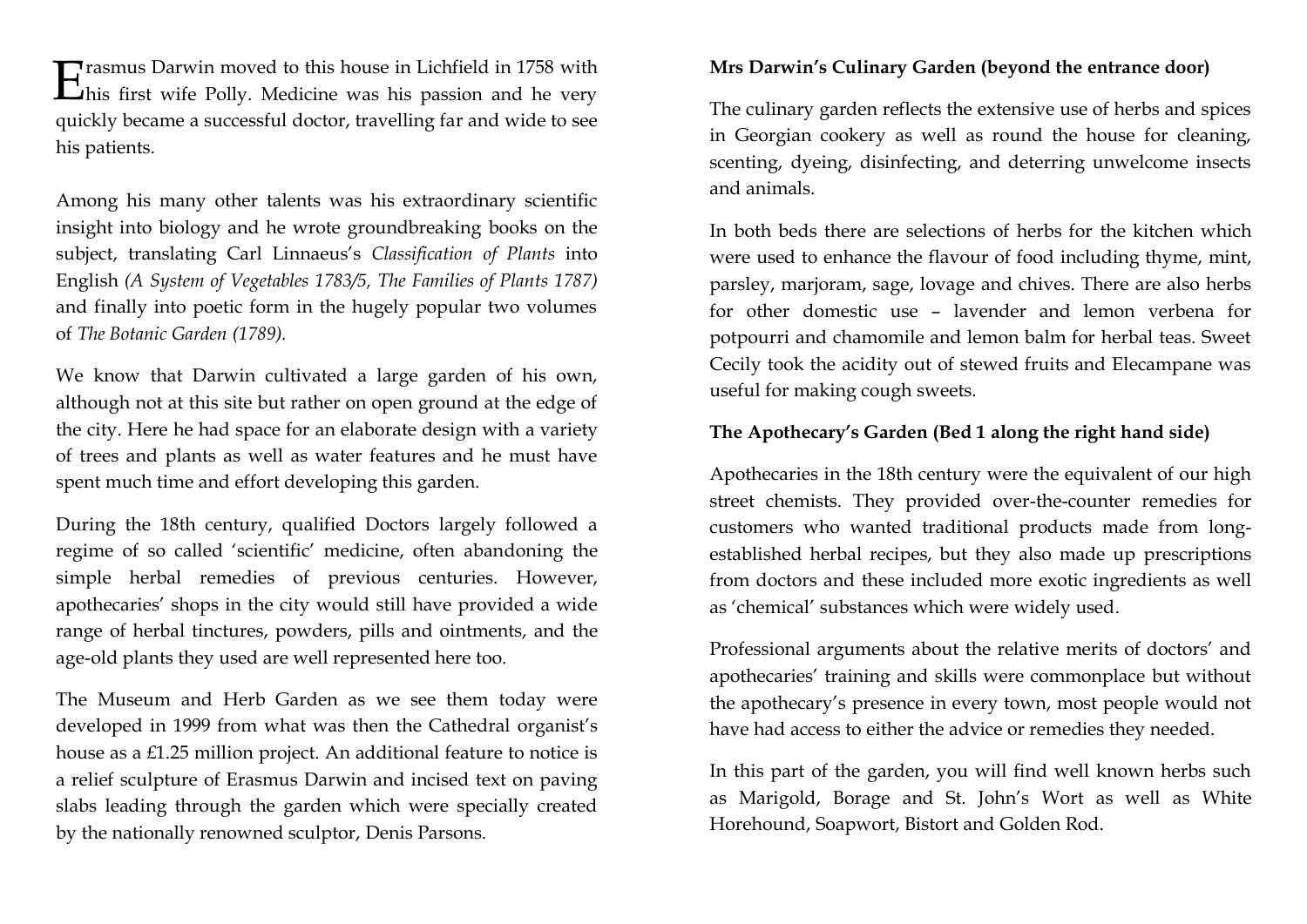Erasmus Darwin moved to this house in Lichfield in 1758 with his first wife Polly. Medicine was his passion and he very quickly became a successful doctor, travelling far and wide to see his patients.

Among his many other talents was his extraordinary scientific insight into biology and he wrote groundbreaking books on the subject, translating Carl Linnaeus's *Classification of Plants* into English *(A System of Vegetables 1783/5, The Families of Plants 1787)* and finally into poetic form in the hugely popular two volumes of *The Botanic Garden (1789).*

We know that Darwin cultivated a large garden of his own, although not at this site but rather on open ground at the edge of the city. Here he had space for an elaborate design with a variety of trees and plants as well as water features and he must have spent much time and effort developing this garden.

During the 18th century, qualified Doctors largely followed a regime of so called 'scientific' medicine, often abandoning the simple herbal remedies of previous centuries. However, apothecaries' shops in the city would still have provided a wide range of herbal tinctures, powders, pills and ointments, and the age-old plants they used are well represented here too.

The Museum and Herb Garden as we see them today were developed in 1999 from what was then the Cathedral organist's house as a £1.25 million project. An additional feature to notice is a relief sculpture of Erasmus Darwin and incised text on paving slabs leading through the garden which were specially created by the nationally renowned sculptor, Denis Parsons.

**Mrs Darwin's Culinary Garden (beyond the entrance door)**

The culinary garden reflects the extensive use of herbs and spices in Georgian cookery as well as round the house for cleaning, scenting, dyeing, disinfecting, and deterring unwelcome insects and animals.

In both beds there are selections of herbs for the kitchen which were used to enhance the flavour of food including thyme, mint, parsley, marjoram, sage, lovage and chives. There are also herbs for other domestic use – lavender and lemon verbena for potpourri and chamomile and lemon balm for herbal teas. Sweet Cecily took the acidity out of stewed fruits and Elecampane was useful for making cough sweets.

**The Apothecary's Garden (Bed 1 along the right hand side)**

Apothecaries in the 18th century were the equivalent of our high street chemists. They provided over-the-counter remedies for customers who wanted traditional products made from long-established herbal recipes, but they also made up prescriptions from doctors and these included more exotic ingredients as well as 'chemical' substances which were widely used.

Professional arguments about the relative merits of doctors' and apothecaries' training and skills were commonplace but without the apothecary's presence in every town, most people would not have had access to either the advice or remedies they needed.

In this part of the garden, you will find well known herbs such as Marigold, Borage and St. John's Wort as well as White Horehound, Soapwort, Bistort and Golden Rod.